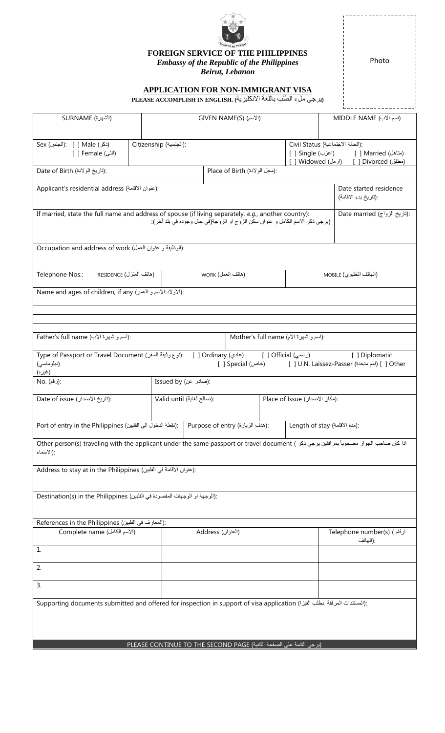**FOREIGN SERVICE OF THE PHILIPPINES**
***Embassy of the Republic of the Philippines***
***Beirut, Lebanon***

Photo

## APPLICATION FOR NON-IMMIGRANT VISA

**PLEASE ACCOMPLISH IN ENGLISH. (يرجى ملء الطلب باللغة الانكليزية)**

| SURNAME (الشهرة) | GIVEN NAME(S) (الاسم) | MIDDLE NAME (اسم الاب) |
|---|---|---|
| | | |

| Sex (الجنس): [ ] Male (ذكر) [ ] Female (انثى) | Citizenship (الجنسية): | Civil Status (الحالة الاجتماعية): [ ] Single (اعزب) [ ] Married (متاهل) [ ] Widowed (ارمل) [ ] Divorced (مطلق) |
|---|---|---|

| Date of Birth (تاريخ الولادة): | Place of Birth (محل الولادة): |
|---|---|

| Applicant's residential address (عنوان الاقامة): | Date started residence (تاريخ بدء الاقامة): |
|---|---|

| If married, state the full name and address of spouse (if living separately, *e.g.*, another country): (يرجى ذكر الاسم الكامل و عنوان سكن الزوج او الزوجة(في حال وجوده في بلد آخر): | Date married (تاريخ الزواج): |
|---|---|

Occupation and address of work (الوظيفة و عنوان العمل):

| Telephone Nos.: RESIDENCE (هاتف المنزل) | WORK (هاتف العمل) | MOBILE (الهاتف الخليوي) |
|---|---|---|

Name and ages of children, if any (الاولاد:الاسم و العمر):

| Father's full name (اسم و شهرة الاب): | Mother's full name (اسم و شهرة الام): |
|---|---|

Type of Passport or Travel Document (نوع وثيقة السفر): [ ] Ordinary (عادي) [ ] Official (رسمي) [ ] Diplomatic (دبلوماسي) [ ] Special (خاص) [ ] U.N. Laissez-Passer (امم متحدة) [ ] Other (غيره)

| No. (رقم): | Issued by (صادر عن): | |
|---|---|---|
| Date of issue (تاريخ الاصدار): | Valid until (صالح لغاية): | Place of Issue (مكان الاصدار): |
| Port of entry in the Philippines (نقطة الدخول الى الفلبين): | Purpose of entry (هدف الزيارة): | Length of stay (مدة الاقامة): |

Other person(s) traveling with the applicant under the same passport or travel document (اذا كان صاحب الجواز مصحوباً بمرافقين يرجى ذكر الاسماء):

Address to stay at in the Philippines (عنوان الاقامة في الفلبين):

Destination(s) in the Philippines (الوجهة او الوجهات المقصودة في الفلبين):

References in the Philippines (المعارف في الفلبين):

| Complete name (الاسم الكامل) | Address (العنوان) | Telephone number(s) (ارقام الهاتف): |
|---|---|---|
| 1. | | |
| 2. | | |
| 3. | | |

Supporting documents submitted and offered for inspection in support of visa application (المستندات المرفقة بطلب الفيزا):

PLEASE CONTINUE TO THE SECOND PAGE (يرجى التتمة على الصفحة الثانية)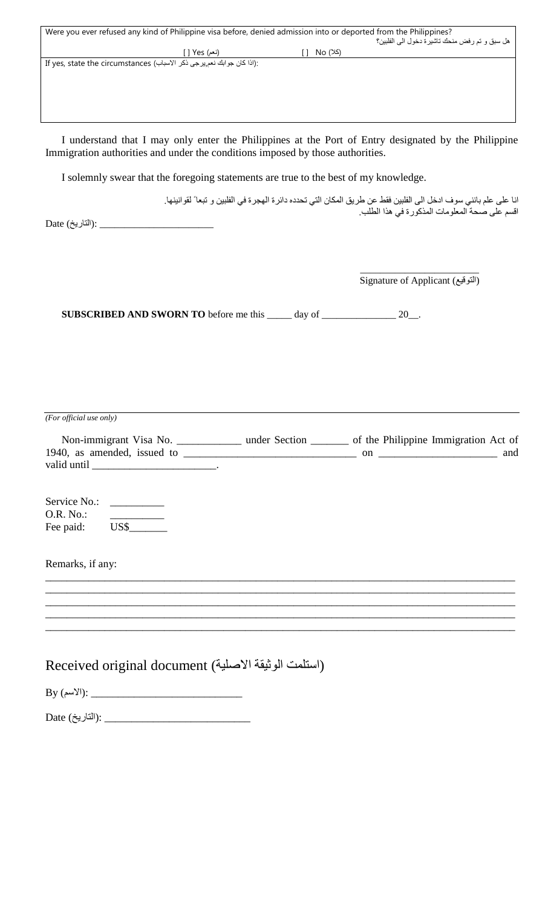| Were you ever refused any kind of Philippine visa before, denied admission into or deported from the Philippines? هل سبق و تم رفض منحك تاشيرة دخول الى الفلبين؟ |
|---|
| [ ] Yes (نعم)   [ ] No (كلا) |
| If yes, state the circumstances (اذا كان جوابك نعم,يرجى ذكر الاسباب): |

I understand that I may only enter the Philippines at the Port of Entry designated by the Philippine Immigration authorities and under the conditions imposed by those authorities.

I solemnly swear that the foregoing statements are true to the best of my knowledge.

انا على علم بانني سوف ادخل الى الفلبين فقط عن طريق المكان التي تحدده دائرة الهجرة في الفلبين و تبعاً لقوانينها.
اقسم على صحة المعلومات المذكورة في هذا الطلب.

Date (التاريخ): _______________________

_______________________
Signature of Applicant (التوقيع)

**SUBSCRIBED AND SWORN TO** before me this _____ day of _______________ 20__.

*(For official use only)*

Non-immigrant Visa No. ___________ under Section _______ of the Philippine Immigration Act of 1940, as amended, issued to ______________________________ on _____________________ and valid until ______________________.

Service No.: __________
O.R. No.: __________
Fee paid: US$_______

Remarks, if any:

______________________________________________________________________________
______________________________________________________________________________
______________________________________________________________________________
______________________________________________________________________________
______________________________________________________________________________

Received original document (استلمت الوثيقة الاصلية)

By (الاسم): ___________________________

Date (التاريخ): ___________________________